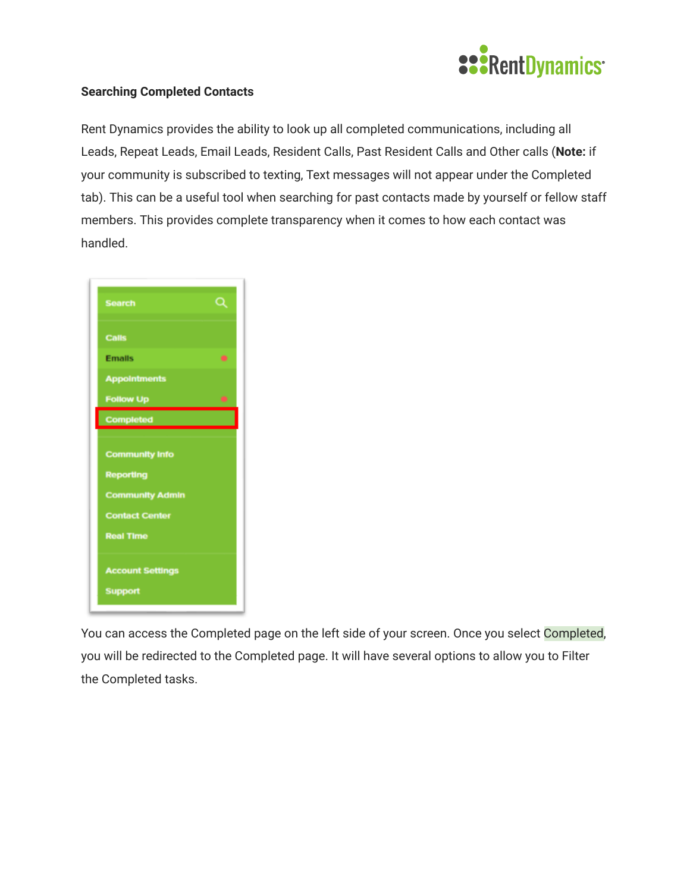**Searching Completed Contacts**

Rent Dynamics provides the ability to look up all completed communications, including all Leads, Repeat Leads, Email Leads, Resident Calls, Past Resident Calls and Other calls (**Note:** if your community is subscribed to texting, Text messages will not appear under the Completed tab). This can be a useful tool when searching for past contacts made by yourself or fellow staff members. This provides complete transparency when it comes to how each contact was handled.

You can access the Completed page on the left side of your screen. Once you select Completed, you will be redirected to the Completed page. It will have several options to allow you to Filter the Completed tasks.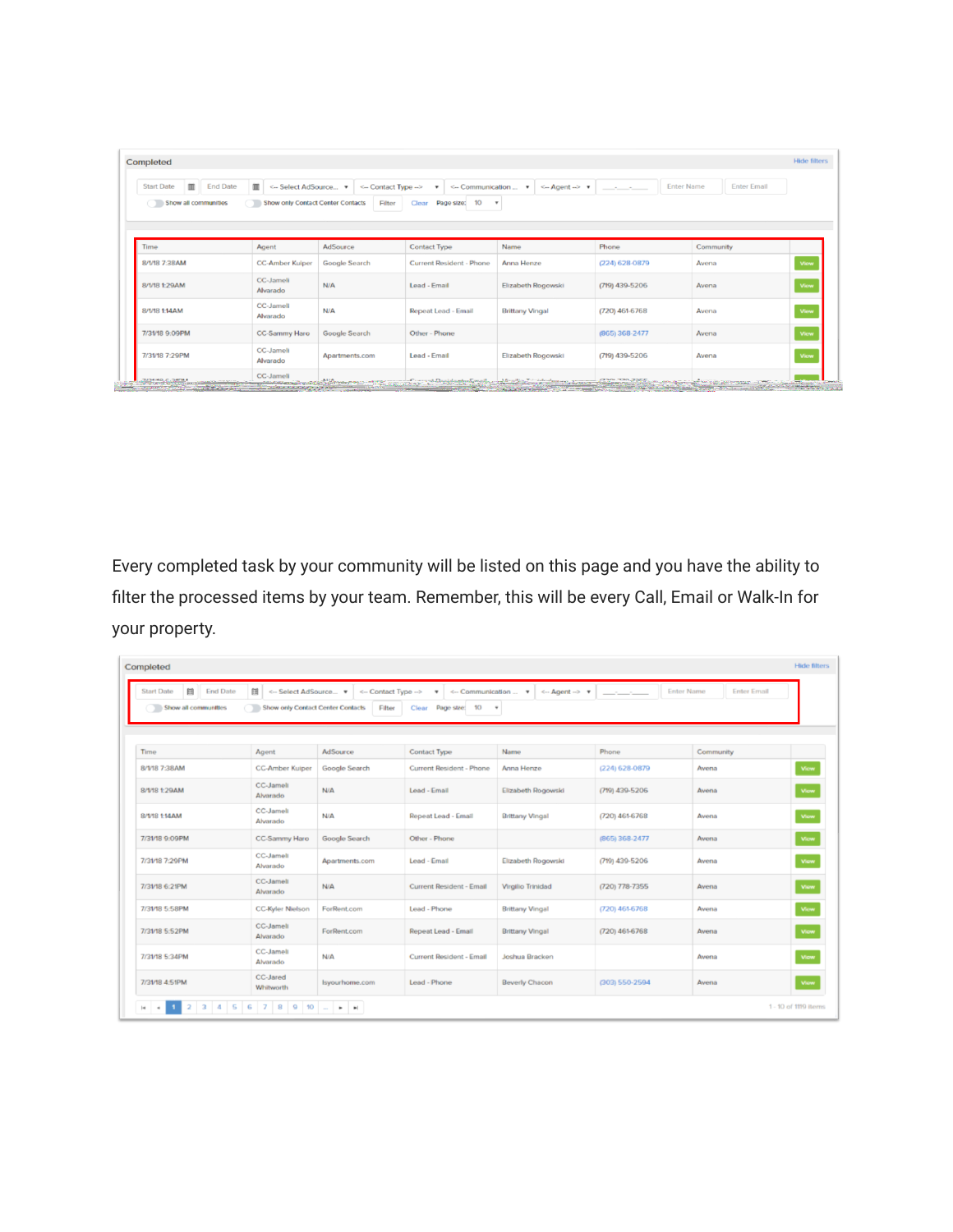| Time | Agent | AdSource | Contact Type | Name | Phone | Community | |
|---|---|---|---|---|---|---|---|
| 8/1/18 7:38AM | CC-Amber Kuiper | Google Search | Current Resident - Phone | Anna Henze | (224) 628-0879 | Avena | View |
| 8/1/18 1:29AM | CC-Jameli Alvarado | N/A | Lead - Email | Elizabeth Rogowski | (719) 439-5206 | Avena | View |
| 8/1/18 1:14AM | CC-Jameli Alvarado | N/A | Repeat Lead - Email | Brittany Vingal | (720) 461-6768 | Avena | View |
| 7/31/18 9:09PM | CC-Sammy Haro | Google Search | Other - Phone | | (865) 368-2477 | Avena | View |
| 7/31/18 7:29PM | CC-Jameli Alvarado | Apartments.com | Lead - Email | Elizabeth Rogowski | (719) 439-5206 | Avena | View |

Every completed task by your community will be listed on this page and you have the ability to filter the processed items by your team. Remember, this will be every Call, Email or Walk-In for your property.

| Time | Agent | AdSource | Contact Type | Name | Phone | Community | |
|---|---|---|---|---|---|---|---|
| 8/1/18 7:38AM | CC-Amber Kuiper | Google Search | Current Resident - Phone | Anna Henze | (224) 628-0879 | Avena | View |
| 8/1/18 1:29AM | CC-Jameli Alvarado | N/A | Lead - Email | Elizabeth Rogowski | (719) 439-5206 | Avena | View |
| 8/1/18 1:14AM | CC-Jameli Alvarado | N/A | Repeat Lead - Email | Brittany Vingal | (720) 461-6768 | Avena | View |
| 7/31/18 9:09PM | CC-Sammy Haro | Google Search | Other - Phone | | (865) 368-2477 | Avena | View |
| 7/31/18 7:29PM | CC-Jameli Alvarado | Apartments.com | Lead - Email | Elizabeth Rogowski | (719) 439-5206 | Avena | View |
| 7/31/18 6:21PM | CC-Jameli Alvarado | N/A | Current Resident - Email | Virgilio Trinidad | (720) 778-7355 | Avena | View |
| 7/31/18 5:58PM | CC-Kyler Nielson | ForRent.com | Lead - Phone | Brittany Vingal | (720) 461-6768 | Avena | View |
| 7/31/18 5:52PM | CC-Jameli Alvarado | ForRent.com | Repeat Lead - Email | Brittany Vingal | (720) 461-6768 | Avena | View |
| 7/31/18 5:34PM | CC-Jameli Alvarado | N/A | Current Resident - Email | Joshua Bracken | | Avena | View |
| 7/31/18 4:51PM | CC-Jared Whitworth | Isyourhome.com | Lead - Phone | Beverly Chacon | (303) 550-2584 | Avena | View |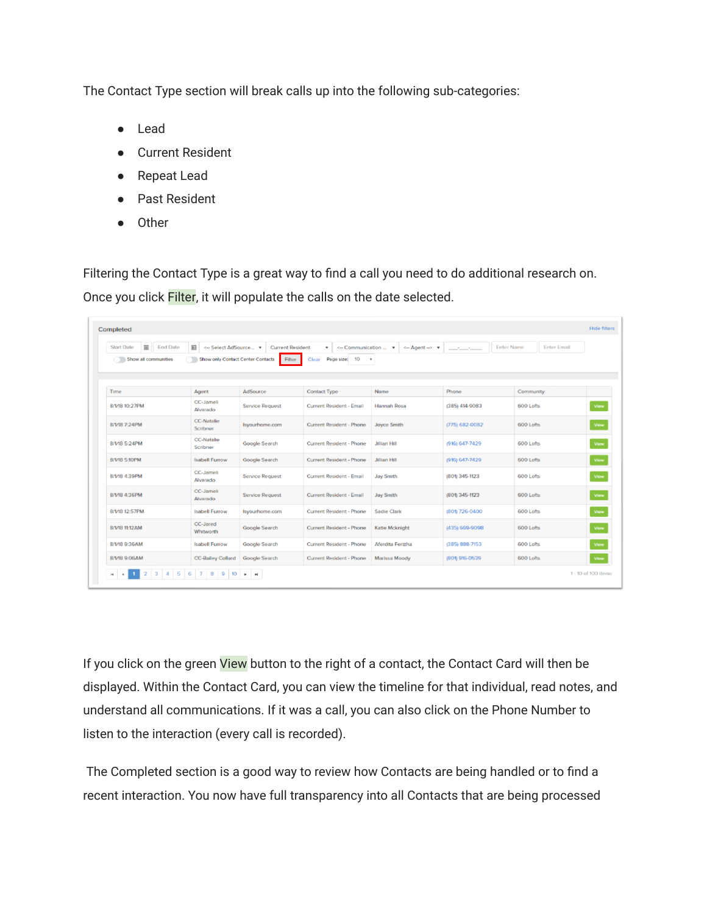The Contact Type section will break calls up into the following sub-categories:

- Lead
- Current Resident
- Repeat Lead
- Past Resident
- Other

Filtering the Contact Type is a great way to find a call you need to do additional research on. Once you click Filter, it will populate the calls on the date selected.

Completed | Hide filters

Start Date | End Date | <-- Select AdSource... | Current Resident | <-- Communication ... | <-- Agent --> | Enter Name | Enter Email

Show all communities | Show only Contact Center Contacts | Filter | Clear | Page size: 10

| Time | Agent | AdSource | Contact Type | Name | Phone | Community | |
|---|---|---|---|---|---|---|---|
| 8/1/18 10:27PM | CC-Jameli Alvarado | Service Request | Current Resident - Email | Hannah Rosa | (385) 414-9083 | 600 Lofts | View |
| 8/1/18 7:24PM | CC-Natalie Scribner | Isyourhome.com | Current Resident - Phone | Joyce Smith | (775) 682-0082 | 600 Lofts | View |
| 8/1/18 5:24PM | CC-Natalie Scribner | Google Search | Current Resident - Phone | Jillian Hill | (916) 647-7429 | 600 Lofts | View |
| 8/1/18 5:10PM | Isabell Furrow | Google Search | Current Resident - Phone | Jillian Hill | (916) 647-7429 | 600 Lofts | View |
| 8/1/18 4:39PM | CC-Jameli Alvarado | Service Request | Current Resident - Email | Jay Smith | (801) 345-1123 | 600 Lofts | View |
| 8/1/18 4:36PM | CC-Jameli Alvarado | Service Request | Current Resident - Email | Jay Smith | (801) 345-1123 | 600 Lofts | View |
| 8/1/18 12:57PM | Isabell Furrow | Isyourhome.com | Current Resident - Phone | Sadie Clark | (801) 726-0400 | 600 Lofts | View |
| 8/1/18 11:12AM | CC-Jared Whitworth | Google Search | Current Resident - Phone | Katie Mcknight | (435) 669-9098 | 600 Lofts | View |
| 8/1/18 9:36AM | Isabell Furrow | Google Search | Current Resident - Phone | Aferdita Ferizha | (385) 888-7153 | 600 Lofts | View |
| 8/1/18 9:06AM | CC-Bailey Collard | Google Search | Current Resident - Phone | Marissa Moody | (801) 916-0539 | 600 Lofts | View |

1 2 3 4 5 6 7 8 9 10 | 1 - 10 of 100 items

If you click on the green View button to the right of a contact, the Contact Card will then be displayed. Within the Contact Card, you can view the timeline for that individual, read notes, and understand all communications. If it was a call, you can also click on the Phone Number to listen to the interaction (every call is recorded).

The Completed section is a good way to review how Contacts are being handled or to find a recent interaction. You now have full transparency into all Contacts that are being processed